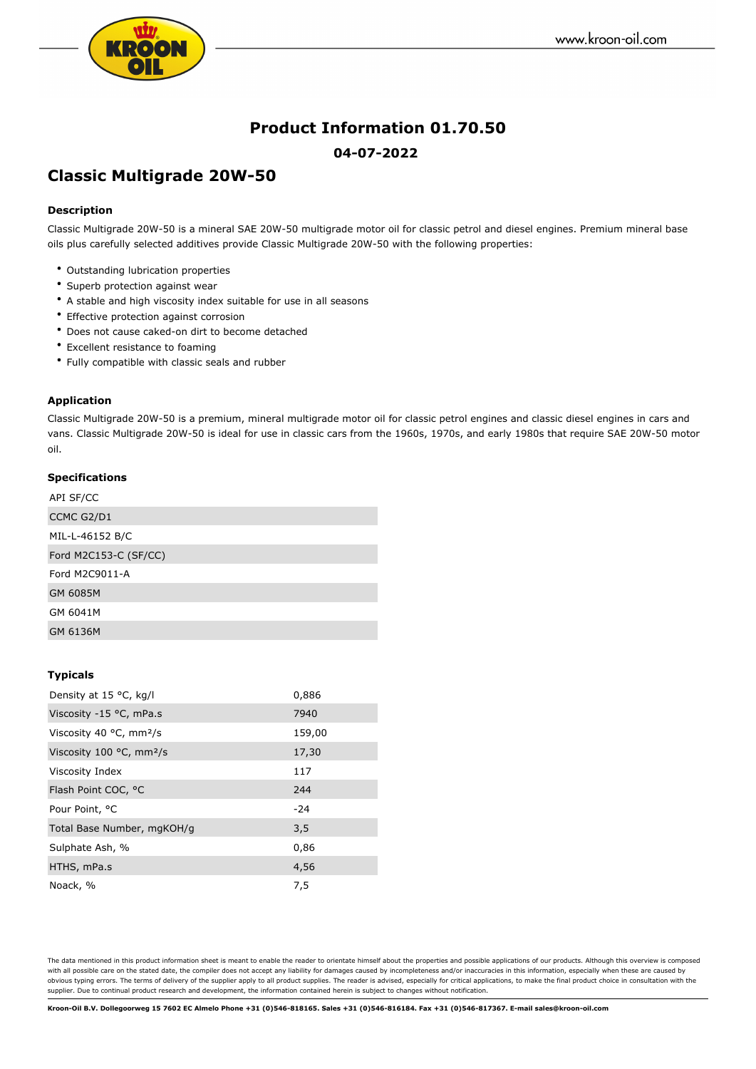# Product Information 01.70.50

**04-07-2022**

## Classic Multigrade 20W-50

### Description

Classic Multigrade 20W-50 is a mineral SAE 20W-50 multigrade motor oil for classic petrol and diesel engines. Premium mineral base oils plus carefully selected additives provide Classic Multigrade 20W-50 with the following properties:

- Outstanding lubrication properties
- Superb protection against wear
- A stable and high viscosity index suitable for use in all seasons
- Effective protection against corrosion
- Does not cause caked-on dirt to become detached
- Excellent resistance to foaming
- Fully compatible with classic seals and rubber

### Application

Classic Multigrade 20W-50 is a premium, mineral multigrade motor oil for classic petrol engines and classic diesel engines in cars and vans. Classic Multigrade 20W-50 is ideal for use in classic cars from the 1960s, 1970s, and early 1980s that require SAE 20W-50 motor oil.

### Specifications

| Specifications |
|---|
| API SF/CC |
| CCMC G2/D1 |
| MIL-L-46152 B/C |
| Ford M2C153-C (SF/CC) |
| Ford M2C9011-A |
| GM 6085M |
| GM 6041M |
| GM 6136M |

### Typicals

| Property | Value |
|---|---|
| Density at 15 °C, kg/l | 0,886 |
| Viscosity -15 °C, mPa.s | 7940 |
| Viscosity 40 °C, mm²/s | 159,00 |
| Viscosity 100 °C, mm²/s | 17,30 |
| Viscosity Index | 117 |
| Flash Point COC, °C | 244 |
| Pour Point, °C | -24 |
| Total Base Number, mgKOH/g | 3,5 |
| Sulphate Ash, % | 0,86 |
| HTHS, mPa.s | 4,56 |
| Noack, % | 7,5 |

The data mentioned in this product information sheet is meant to enable the reader to orientate himself about the properties and possible applications of our products. Although this overview is composed with all possible care on the stated date, the compiler does not accept any liability for damages caused by incompleteness and/or inaccuracies in this information, especially when these are caused by obvious typing errors. The terms of delivery of the supplier apply to all product supplies. The reader is advised, especially for critical applications, to make the final product choice in consultation with the supplier. Due to continual product research and development, the information contained herein is subject to changes without notification.

**Kroon-Oil B.V. Dollegoorweg 15 7602 EC Almelo Phone +31 (0)546-818165. Sales +31 (0)546-816184. Fax +31 (0)546-817367. E-mail sales@kroon-oil.com**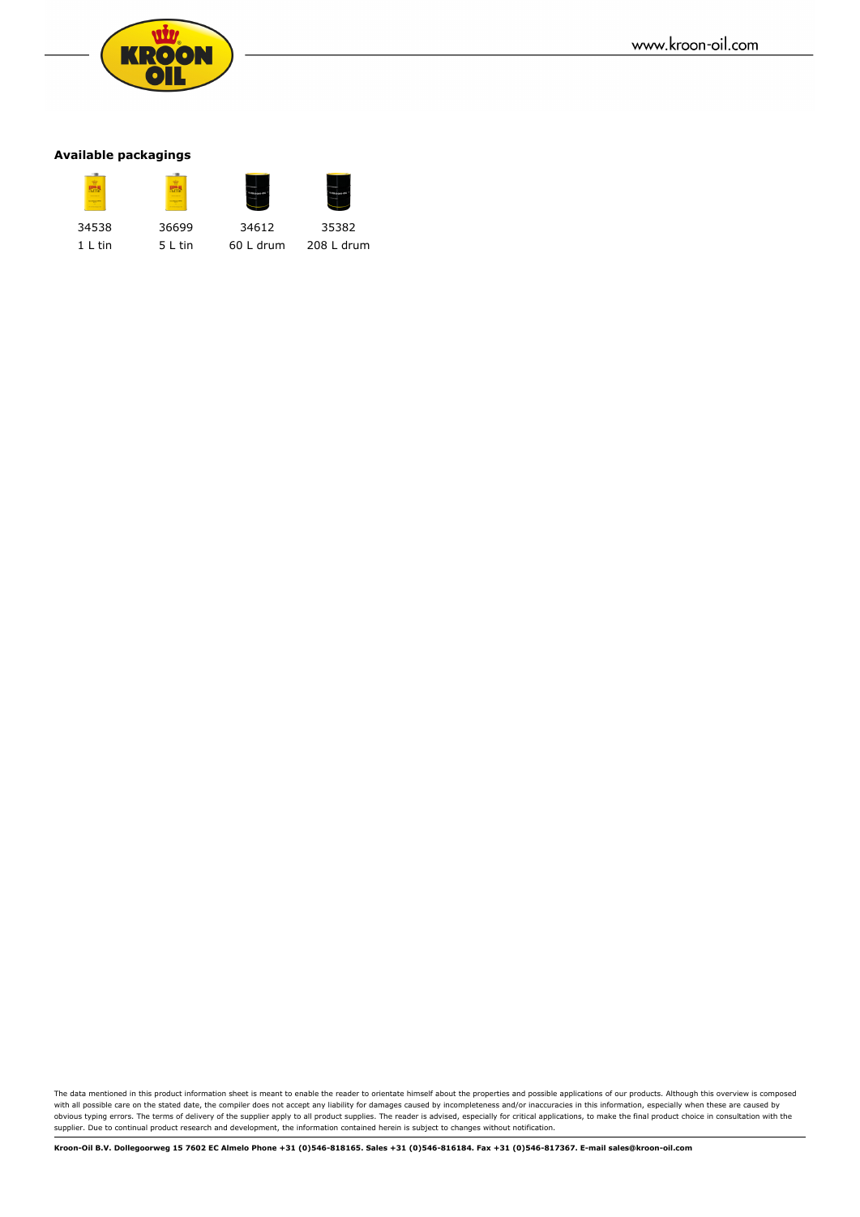**Available packagings**

| | | | |
|---|---|---|---|
| 34538 | 36699 | 34612 | 35382 |
| 1 L tin | 5 L tin | 60 L drum | 208 L drum |

The data mentioned in this product information sheet is meant to enable the reader to orientate himself about the properties and possible applications of our products. Although this overview is composed with all possible care on the stated date, the compiler does not accept any liability for damages caused by incompleteness and/or inaccuracies in this information, especially when these are caused by obvious typing errors. The terms of delivery of the supplier apply to all product supplies. The reader is advised, especially for critical applications, to make the final product choice in consultation with the supplier. Due to continual product research and development, the information contained herein is subject to changes without notification.

**Kroon-Oil B.V. Dollegoorweg 15 7602 EC Almelo Phone +31 (0)546-818165. Sales +31 (0)546-816184. Fax +31 (0)546-817367. E-mail sales@kroon-oil.com**